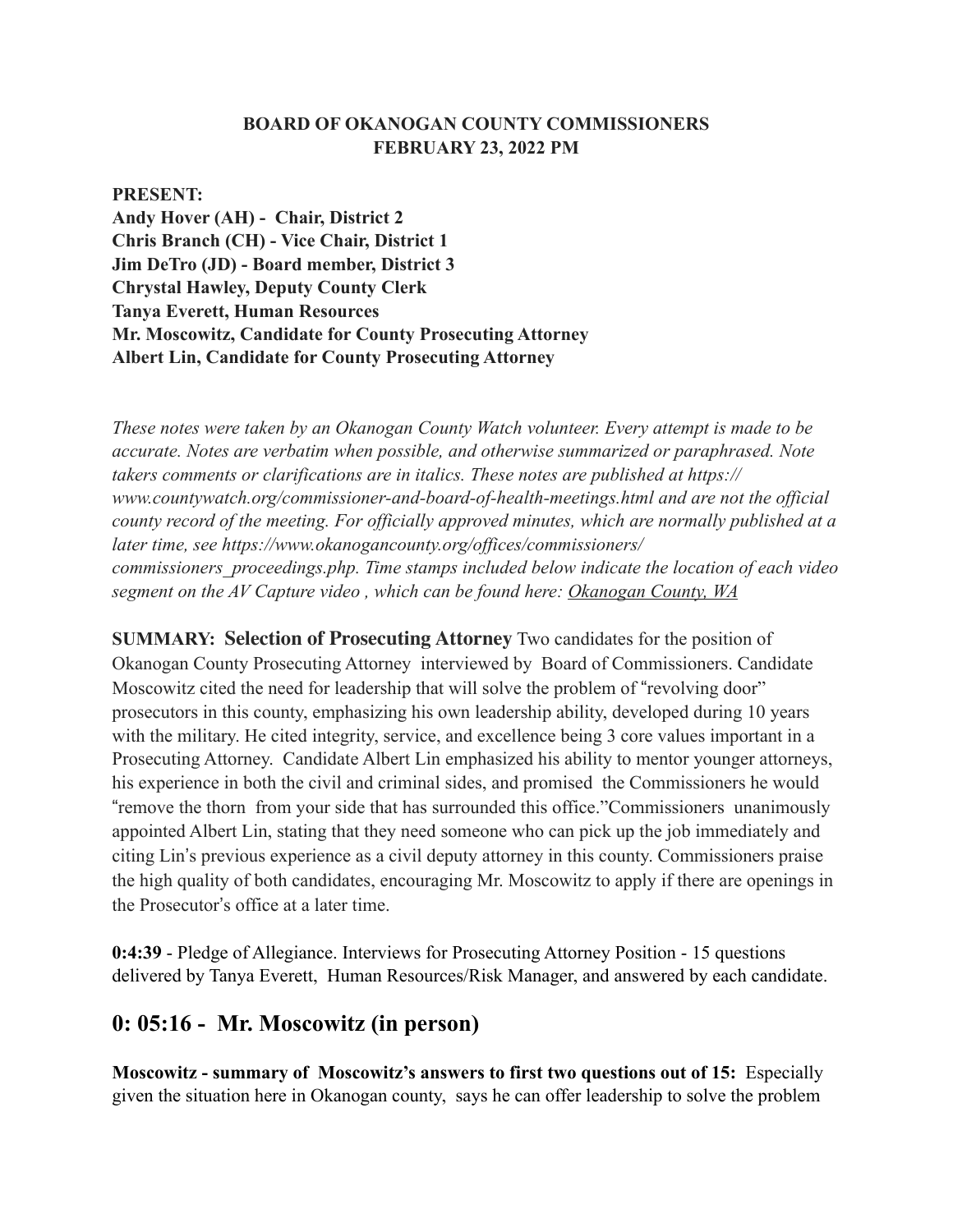**BOARD OF OKANOGAN COUNTY COMMISSIONERS**
**FEBRUARY 23, 2022 PM**

**PRESENT:**
**Andy Hover (AH) - Chair, District 2**
**Chris Branch (CH) - Vice Chair, District 1**
**Jim DeTro (JD) - Board member, District 3**
**Chrystal Hawley, Deputy County Clerk**
**Tanya Everett, Human Resources**
**Mr. Moscowitz, Candidate for County Prosecuting Attorney**
**Albert Lin, Candidate for County Prosecuting Attorney**

*These notes were taken by an Okanogan County Watch volunteer. Every attempt is made to be accurate. Notes are verbatim when possible, and otherwise summarized or paraphrased. Note takers comments or clarifications are in italics. These notes are published at https://www.countywatch.org/commissioner-and-board-of-health-meetings.html and are not the official county record of the meeting. For officially approved minutes, which are normally published at a later time, see https://www.okanogancounty.org/offices/commissioners/commissioners_proceedings.php. Time stamps included below indicate the location of each video segment on the AV Capture video , which can be found here: Okanogan County, WA*

**SUMMARY: Selection of Prosecuting Attorney** Two candidates for the position of Okanogan County Prosecuting Attorney interviewed by Board of Commissioners. Candidate Moscowitz cited the need for leadership that will solve the problem of "revolving door" prosecutors in this county, emphasizing his own leadership ability, developed during 10 years with the military. He cited integrity, service, and excellence being 3 core values important in a Prosecuting Attorney. Candidate Albert Lin emphasized his ability to mentor younger attorneys, his experience in both the civil and criminal sides, and promised the Commissioners he would "remove the thorn from your side that has surrounded this office."Commissioners unanimously appointed Albert Lin, stating that they need someone who can pick up the job immediately and citing Lin's previous experience as a civil deputy attorney in this county. Commissioners praise the high quality of both candidates, encouraging Mr. Moscowitz to apply if there are openings in the Prosecutor's office at a later time.

**0:4:39** - Pledge of Allegiance. Interviews for Prosecuting Attorney Position - 15 questions delivered by Tanya Everett, Human Resources/Risk Manager, and answered by each candidate.

## 0: 05:16 - Mr. Moscowitz (in person)

**Moscowitz - summary of Moscowitz's answers to first two questions out of 15:** Especially given the situation here in Okanogan county, says he can offer leadership to solve the problem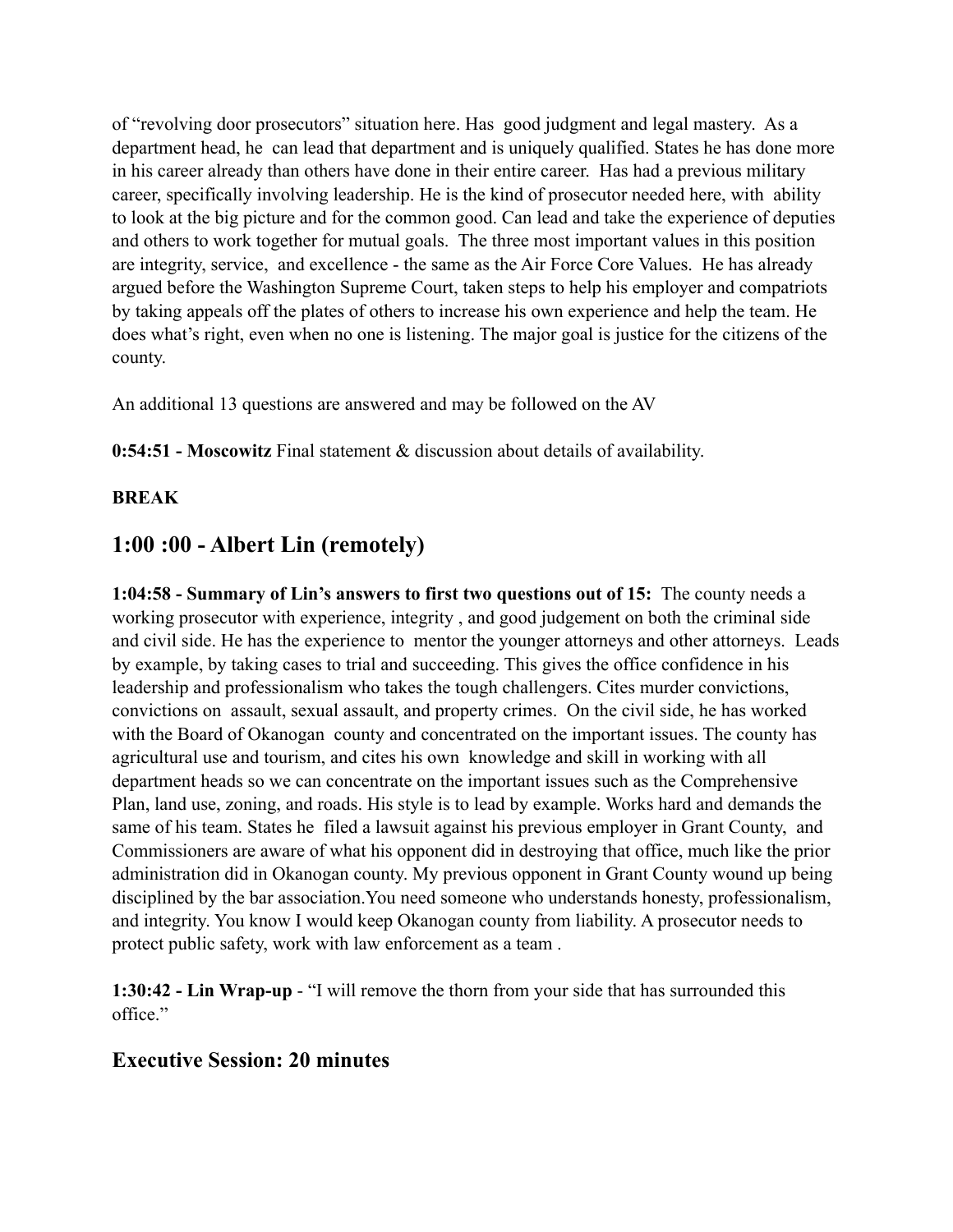of "revolving door prosecutors" situation here. Has good judgment and legal mastery. As a department head, he can lead that department and is uniquely qualified. States he has done more in his career already than others have done in their entire career. Has had a previous military career, specifically involving leadership. He is the kind of prosecutor needed here, with ability to look at the big picture and for the common good. Can lead and take the experience of deputies and others to work together for mutual goals. The three most important values in this position are integrity, service, and excellence - the same as the Air Force Core Values. He has already argued before the Washington Supreme Court, taken steps to help his employer and compatriots by taking appeals off the plates of others to increase his own experience and help the team. He does what's right, even when no one is listening. The major goal is justice for the citizens of the county.

An additional 13 questions are answered and may be followed on the AV

**0:54:51 - Moscowitz** Final statement & discussion about details of availability.

**BREAK**

## 1:00 :00 - Albert Lin (remotely)

**1:04:58 - Summary of Lin's answers to first two questions out of 15:** The county needs a working prosecutor with experience, integrity , and good judgement on both the criminal side and civil side. He has the experience to mentor the younger attorneys and other attorneys. Leads by example, by taking cases to trial and succeeding. This gives the office confidence in his leadership and professionalism who takes the tough challengers. Cites murder convictions, convictions on assault, sexual assault, and property crimes. On the civil side, he has worked with the Board of Okanogan county and concentrated on the important issues. The county has agricultural use and tourism, and cites his own knowledge and skill in working with all department heads so we can concentrate on the important issues such as the Comprehensive Plan, land use, zoning, and roads. His style is to lead by example. Works hard and demands the same of his team. States he filed a lawsuit against his previous employer in Grant County, and Commissioners are aware of what his opponent did in destroying that office, much like the prior administration did in Okanogan county. My previous opponent in Grant County wound up being disciplined by the bar association.You need someone who understands honesty, professionalism, and integrity. You know I would keep Okanogan county from liability. A prosecutor needs to protect public safety, work with law enforcement as a team .

**1:30:42 - Lin Wrap-up** - "I will remove the thorn from your side that has surrounded this office."

## Executive Session: 20 minutes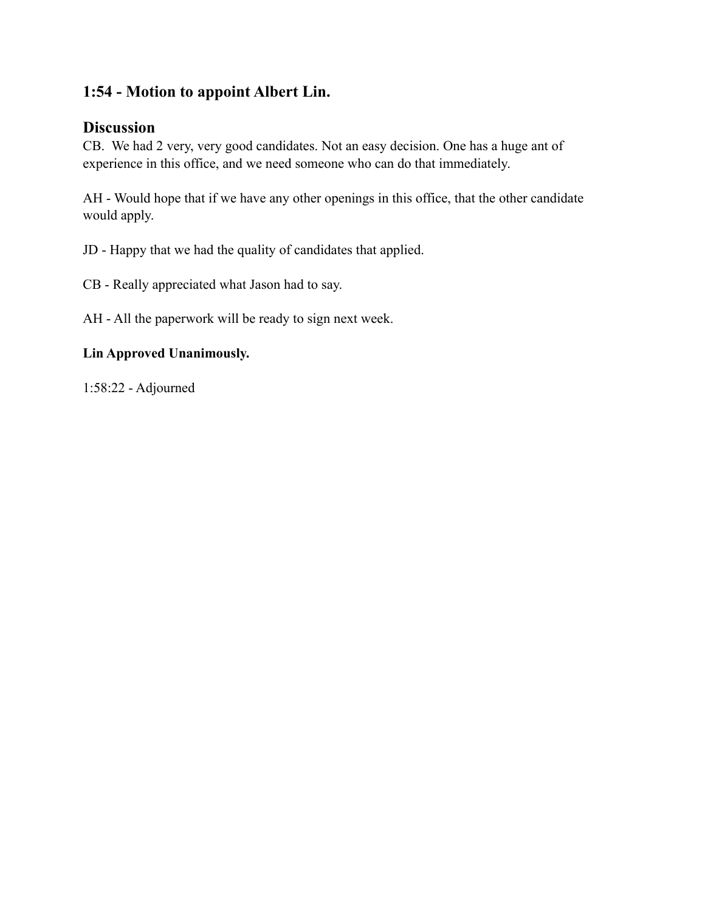### 1:54 - Motion to appoint Albert Lin.

## Discussion

CB. We had 2 very, very good candidates. Not an easy decision. One has a huge ant of experience in this office, and we need someone who can do that immediately.

AH - Would hope that if we have any other openings in this office, that the other candidate would apply.

JD - Happy that we had the quality of candidates that applied.

CB - Really appreciated what Jason had to say.

AH - All the paperwork will be ready to sign next week.

**Lin Approved Unanimously.**

1:58:22 - Adjourned